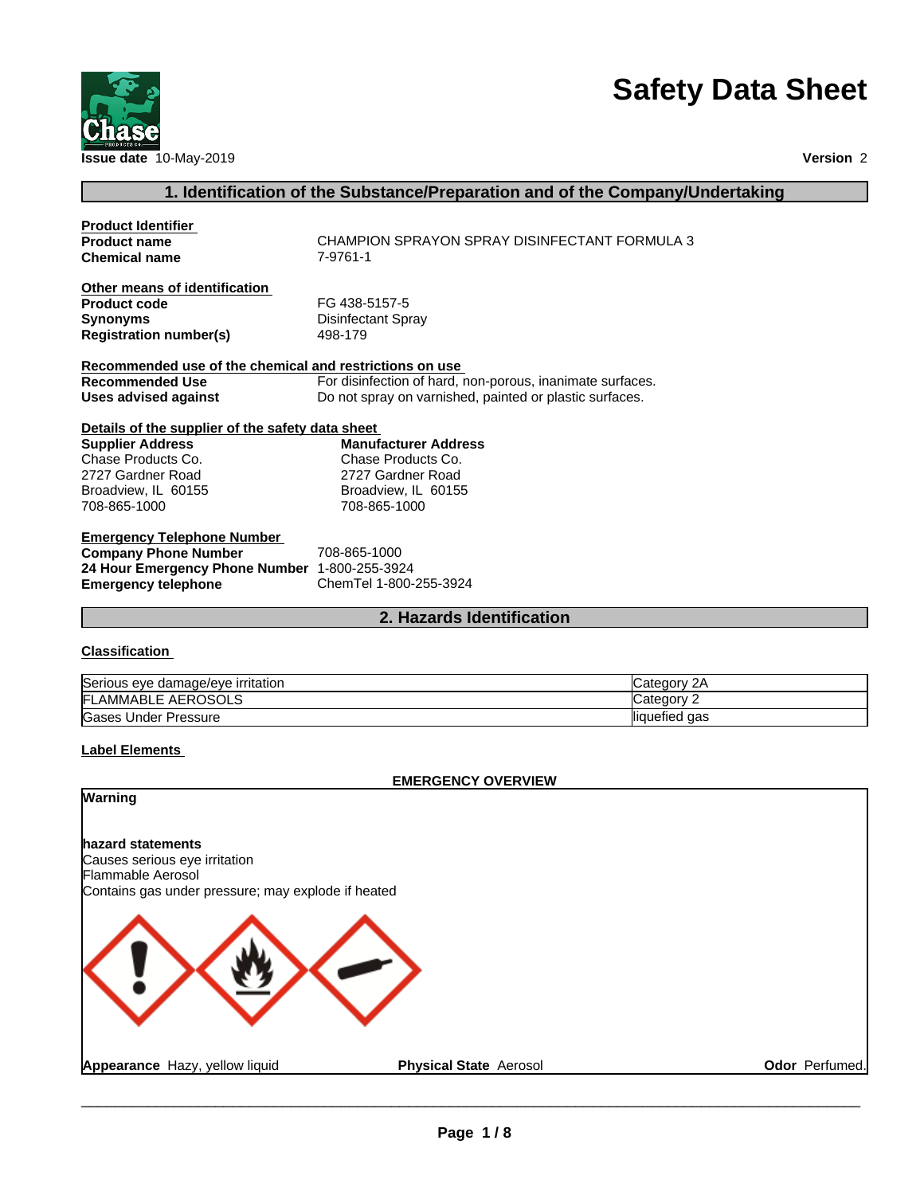# Safety Data Sheet

**Issue date** 10-May-2019

**Version** 2

## 1. Identification of the Substance/Preparation and of the Company/Undertaking

**Product Identifier**

**Product name** CHAMPION SPRAYON SPRAY DISINFECTANT FORMULA 3

**Chemical name** 7-9761-1

**Other means of identification**

**Product code** FG 438-5157-5

**Synonyms** Disinfectant Spray

**Registration number(s)** 498-179

**Recommended use of the chemical and restrictions on use**

**Recommended Use** For disinfection of hard, non-porous, inanimate surfaces.

**Uses advised against** Do not spray on varnished, painted or plastic surfaces.

**Details of the supplier of the safety data sheet**

**Supplier Address**
Chase Products Co.
2727 Gardner Road
Broadview, IL 60155
708-865-1000

**Manufacturer Address**
Chase Products Co.
2727 Gardner Road
Broadview, IL 60155
708-865-1000

**Emergency Telephone Number**

**Company Phone Number** 708-865-1000

**24 Hour Emergency Phone Number** 1-800-255-3924

**Emergency telephone** ChemTel 1-800-255-3924

## 2. Hazards Identification

**Classification**

| | |
|---|---|
| Serious eye damage/eye irritation | Category 2A |
| FLAMMABLE AEROSOLS | Category 2 |
| Gases Under Pressure | liquefied gas |

**Label Elements**

**EMERGENCY OVERVIEW**

**Warning**

**hazard statements**

Causes serious eye irritation
Flammable Aerosol
Contains gas under pressure; may explode if heated

**Appearance** Hazy, yellow liquid | **Physical State** Aerosol | **Odor** Perfumed.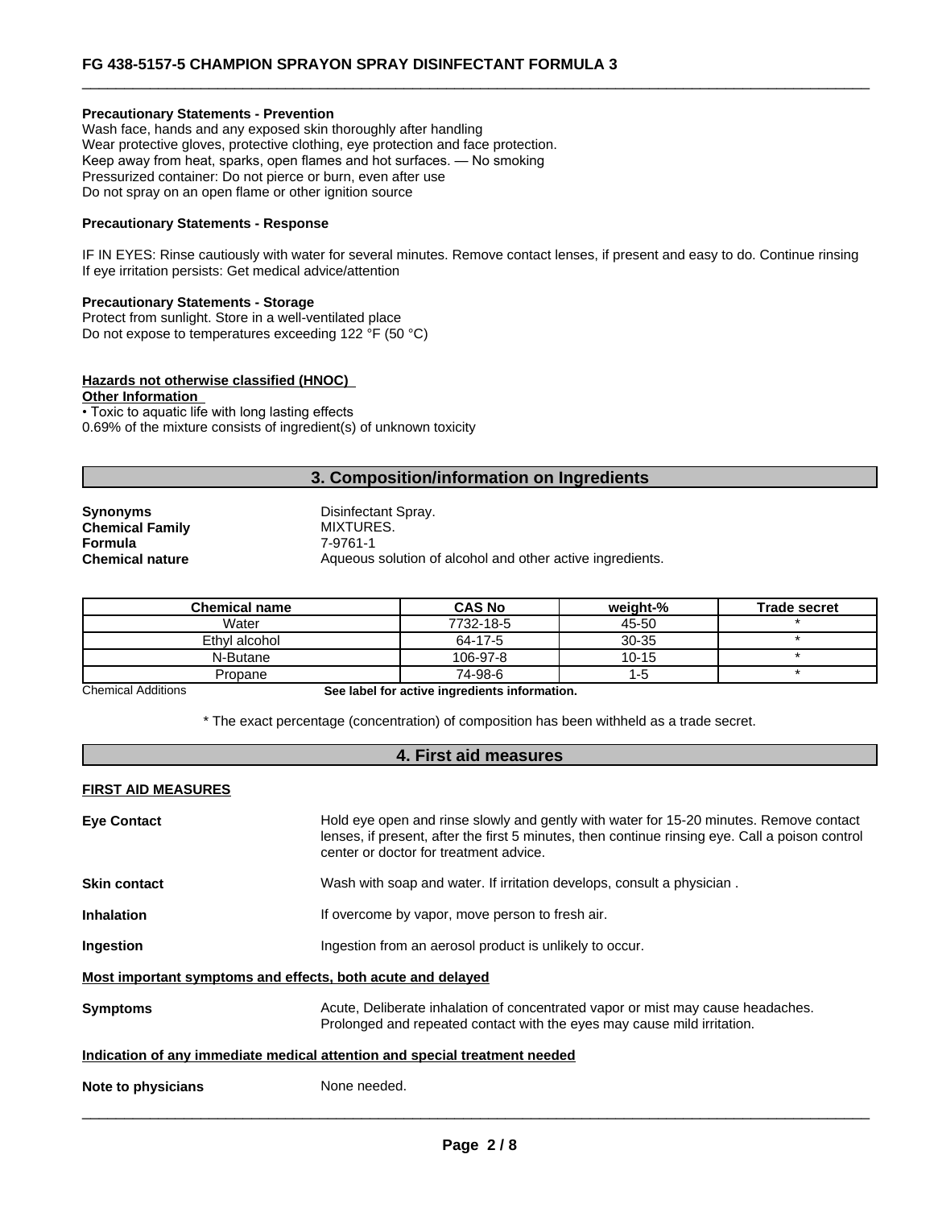**Precautionary Statements - Prevention**
Wash face, hands and any exposed skin thoroughly after handling
Wear protective gloves, protective clothing, eye protection and face protection.
Keep away from heat, sparks, open flames and hot surfaces. — No smoking
Pressurized container: Do not pierce or burn, even after use
Do not spray on an open flame or other ignition source

**Precautionary Statements - Response**

IF IN EYES: Rinse cautiously with water for several minutes. Remove contact lenses, if present and easy to do. Continue rinsing
If eye irritation persists: Get medical advice/attention

**Precautionary Statements - Storage**
Protect from sunlight. Store in a well-ventilated place
Do not expose to temperatures exceeding 122 °F (50 °C)

**Hazards not otherwise classified (HNOC)**
**Other Information**
• Toxic to aquatic life with long lasting effects
0.69% of the mixture consists of ingredient(s) of unknown toxicity

## 3. Composition/information on Ingredients

**Synonyms** Disinfectant Spray.
**Chemical Family** MIXTURES.
**Formula** 7-9761-1
**Chemical nature** Aqueous solution of alcohol and other active ingredients.

| Chemical name | CAS No | weight-% | Trade secret |
|---|---|---|---|
| Water | 7732-18-5 | 45-50 | * |
| Ethyl alcohol | 64-17-5 | 30-35 | * |
| N-Butane | 106-97-8 | 10-15 | * |
| Propane | 74-98-6 | 1-5 | * |

Chemical Additions **See label for active ingredients information.**

* The exact percentage (concentration) of composition has been withheld as a trade secret.

## 4. First aid measures

**FIRST AID MEASURES**

**Eye Contact** Hold eye open and rinse slowly and gently with water for 15-20 minutes. Remove contact lenses, if present, after the first 5 minutes, then continue rinsing eye. Call a poison control center or doctor for treatment advice.

**Skin contact** Wash with soap and water. If irritation develops, consult a physician .

**Inhalation** If overcome by vapor, move person to fresh air.

**Ingestion** Ingestion from an aerosol product is unlikely to occur.

**Most important symptoms and effects, both acute and delayed**

**Symptoms** Acute, Deliberate inhalation of concentrated vapor or mist may cause headaches. Prolonged and repeated contact with the eyes may cause mild irritation.

**Indication of any immediate medical attention and special treatment needed**

**Note to physicians** None needed.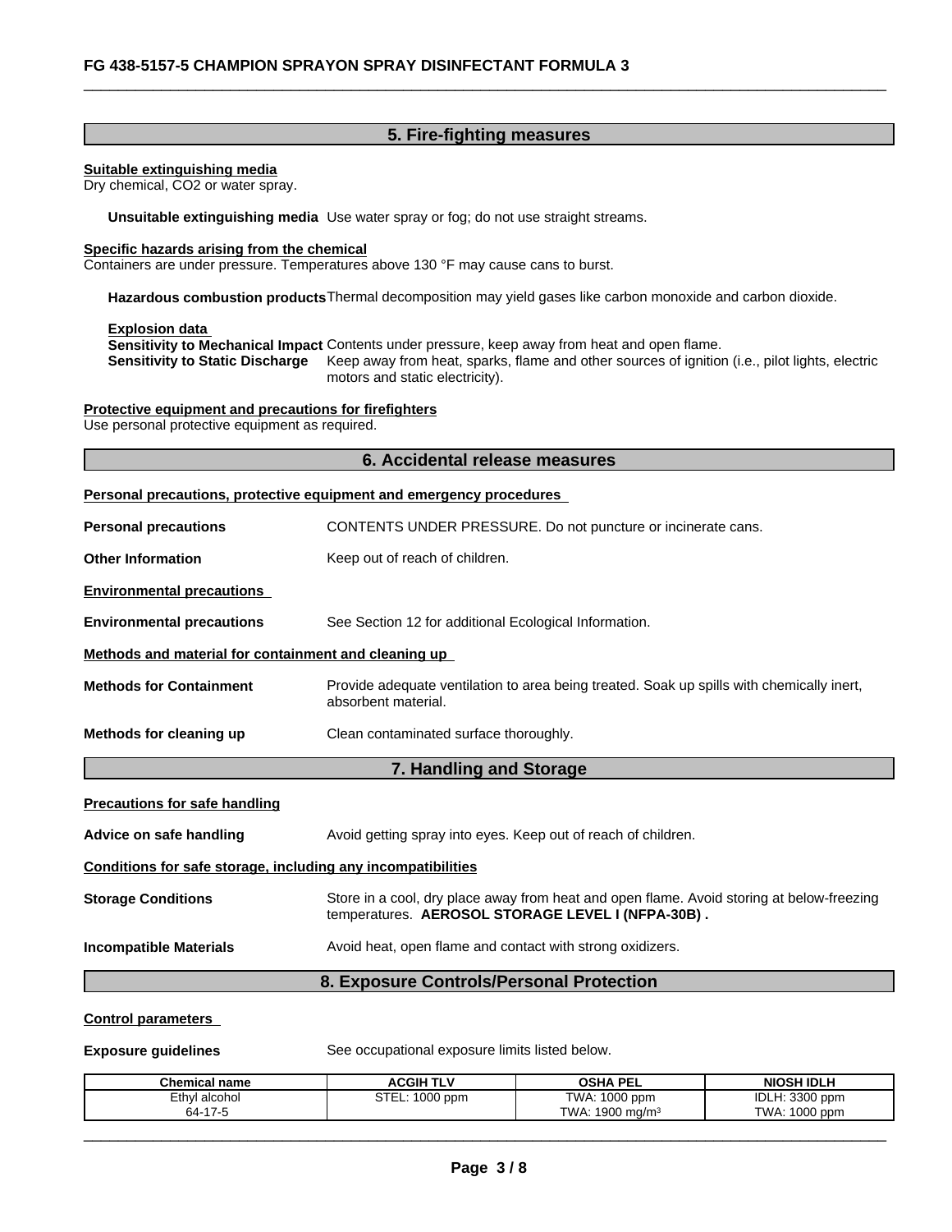## 5. Fire-fighting measures

**Suitable extinguishing media**
Dry chemical, $CO_2$ or water spray.

**Unsuitable extinguishing media** Use water spray or fog; do not use straight streams.

**Specific hazards arising from the chemical**
Containers are under pressure. Temperatures above 130 °F may cause cans to burst.

**Hazardous combustion products** Thermal decomposition may yield gases like carbon monoxide and carbon dioxide.

**Explosion data**
**Sensitivity to Mechanical Impact** Contents under pressure, keep away from heat and open flame.
**Sensitivity to Static Discharge** Keep away from heat, sparks, flame and other sources of ignition (i.e., pilot lights, electric motors and static electricity).

**Protective equipment and precautions for firefighters**
Use personal protective equipment as required.

## 6. Accidental release measures

**Personal precautions, protective equipment and emergency procedures**

**Personal precautions** CONTENTS UNDER PRESSURE. Do not puncture or incinerate cans.

**Other Information** Keep out of reach of children.

**Environmental precautions**

**Environmental precautions** See Section 12 for additional Ecological Information.

**Methods and material for containment and cleaning up**

**Methods for Containment** Provide adequate ventilation to area being treated. Soak up spills with chemically inert, absorbent material.

**Methods for cleaning up** Clean contaminated surface thoroughly.

## 7. Handling and Storage

**Precautions for safe handling**

**Advice on safe handling** Avoid getting spray into eyes. Keep out of reach of children.

**Conditions for safe storage, including any incompatibilities**

**Storage Conditions** Store in a cool, dry place away from heat and open flame. Avoid storing at below-freezing temperatures. **AEROSOL STORAGE LEVEL I (NFPA-30B) .**

**Incompatible Materials** Avoid heat, open flame and contact with strong oxidizers.

## 8. Exposure Controls/Personal Protection

**Control parameters**

**Exposure guidelines** See occupational exposure limits listed below.

| Chemical name | ACGIH TLV | OSHA PEL | NIOSH IDLH |
|---|---|---|---|
| Ethyl alcohol<br>64-17-5 | STEL: 1000 ppm | TWA: 1000 ppm<br>TWA: 1900 mg/m$^3$ | IDLH: 3300 ppm<br>TWA: 1000 ppm |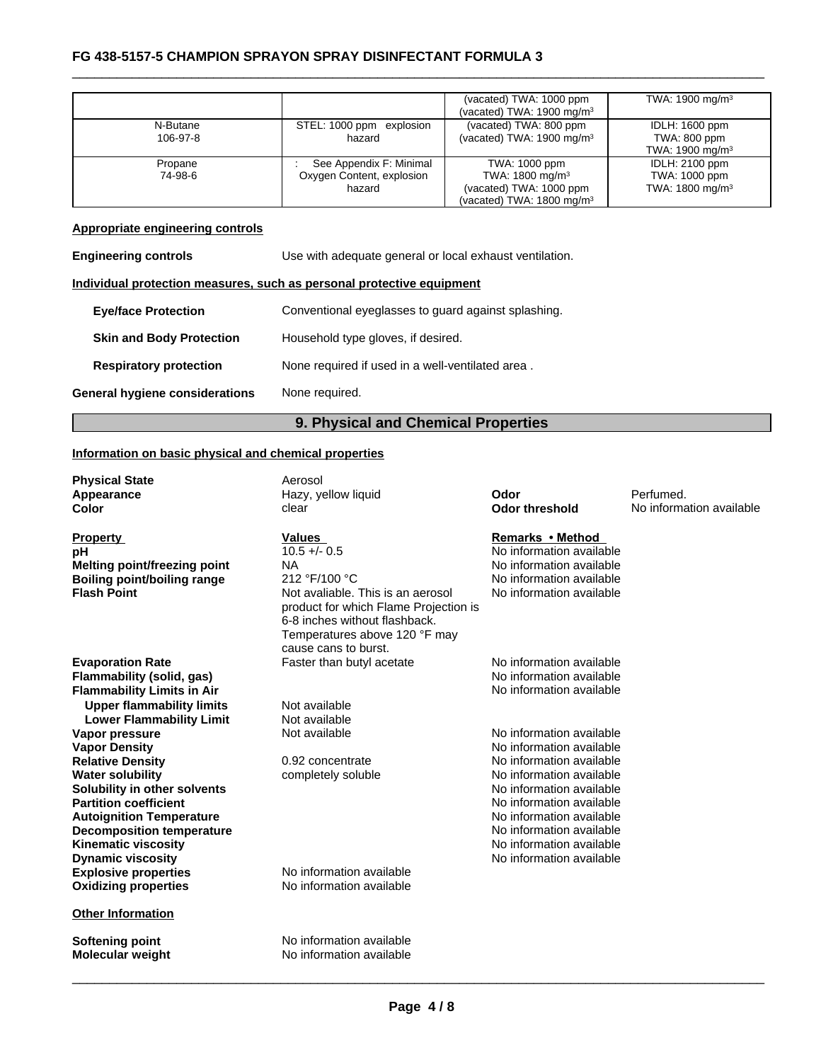|  |  | (vacated) TWA: 1000 ppm<br>(vacated) TWA: 1900 mg/m³ | TWA: 1900 mg/m³ |
|---|---|---|---|
| N-Butane<br>106-97-8 | STEL: 1000 ppm explosion hazard | (vacated) TWA: 800 ppm<br>(vacated) TWA: 1900 mg/m³ | IDLH: 1600 ppm<br>TWA: 800 ppm<br>TWA: 1900 mg/m³ |
| Propane<br>74-98-6 | : See Appendix F: Minimal Oxygen Content, explosion hazard | TWA: 1000 ppm<br>TWA: 1800 mg/m³<br>(vacated) TWA: 1000 ppm<br>(vacated) TWA: 1800 mg/m³ | IDLH: 2100 ppm<br>TWA: 1000 ppm<br>TWA: 1800 mg/m³ |

**Appropriate engineering controls**

**Engineering controls** Use with adequate general or local exhaust ventilation.

**Individual protection measures, such as personal protective equipment**

**Eye/face Protection** Conventional eyeglasses to guard against splashing.

**Skin and Body Protection** Household type gloves, if desired.

**Respiratory protection** None required if used in a well-ventilated area .

**General hygiene considerations** None required.

## 9. Physical and Chemical Properties

**Information on basic physical and chemical properties**

| | | | |
|---|---|---|---|
| **Physical State** | Aerosol | | |
| **Appearance** | Hazy, yellow liquid | **Odor** | Perfumed. |
| **Color** | clear | **Odor threshold** | No information available |

| **Property** | **Values** | **Remarks • Method** |
|---|---|---|
| **pH** | 10.5 +/- 0.5 | No information available |
| **Melting point/freezing point** | NA | No information available |
| **Boiling point/boiling range** | 212 °F/100 °C | No information available |
| **Flash Point** | Not avaliable. This is an aerosol product for which Flame Projection is 6-8 inches without flashback. Temperatures above 120 °F may cause cans to burst. | No information available |
| **Evaporation Rate** | Faster than butyl acetate | No information available |
| **Flammability (solid, gas)** | | No information available |
| **Flammability Limits in Air** | | No information available |
| **Upper flammability limits** | Not available | |
| **Lower Flammability Limit** | Not available | |
| **Vapor pressure** | Not available | No information available |
| **Vapor Density** | | No information available |
| **Relative Density** | 0.92 concentrate | No information available |
| **Water solubility** | completely soluble | No information available |
| **Solubility in other solvents** | | No information available |
| **Partition coefficient** | | No information available |
| **Autoignition Temperature** | | No information available |
| **Decomposition temperature** | | No information available |
| **Kinematic viscosity** | | No information available |
| **Dynamic viscosity** | | No information available |
| **Explosive properties** | No information available | |
| **Oxidizing properties** | No information available | |

**Other Information**

**Softening point** No information available
**Molecular weight** No information available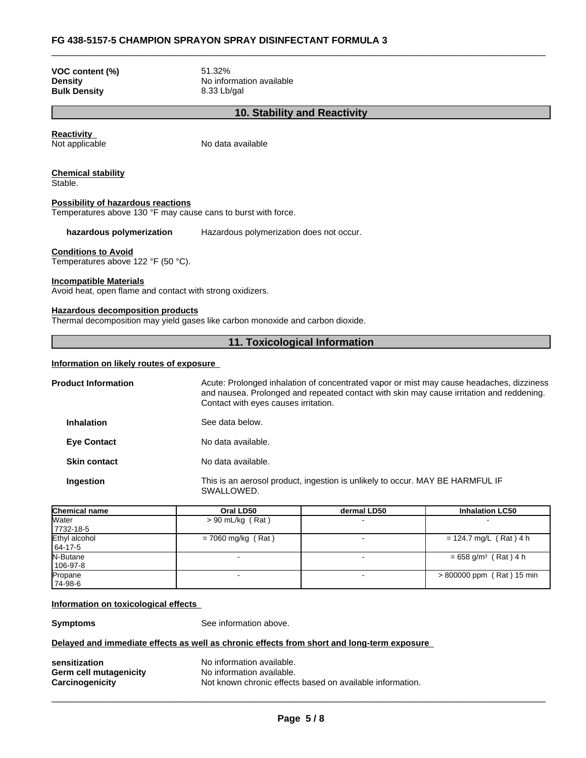**VOC content (%)** 51.32%
**Density** No information available
**Bulk Density** 8.33 Lb/gal

## 10. Stability and Reactivity

**Reactivity**
Not applicable No data available

**Chemical stability**
Stable.

**Possibility of hazardous reactions**
Temperatures above 130 °F may cause cans to burst with force.

**hazardous polymerization** Hazardous polymerization does not occur.

**Conditions to Avoid**
Temperatures above 122 °F (50 °C).

**Incompatible Materials**
Avoid heat, open flame and contact with strong oxidizers.

**Hazardous decomposition products**
Thermal decomposition may yield gases like carbon monoxide and carbon dioxide.

## 11. Toxicological Information

**Information on likely routes of exposure**

**Product Information** Acute: Prolonged inhalation of concentrated vapor or mist may cause headaches, dizziness and nausea. Prolonged and repeated contact with skin may cause irritation and reddening. Contact with eyes causes irritation.

**Inhalation** See data below.

**Eye Contact** No data available.

**Skin contact** No data available.

**Ingestion** This is an aerosol product, ingestion is unlikely to occur. MAY BE HARMFUL IF SWALLOWED.

| Chemical name | Oral LD50 | dermal LD50 | Inhalation LC50 |
|---|---|---|---|
| Water<br>7732-18-5 | > 90 mL/kg ( Rat ) | - | - |
| Ethyl alcohol<br>64-17-5 | = 7060 mg/kg ( Rat ) | - | = 124.7 mg/L ( Rat ) 4 h |
| N-Butane<br>106-97-8 | - | - | = 658 g/m³ ( Rat ) 4 h |
| Propane<br>74-98-6 | - | - | > 800000 ppm ( Rat ) 15 min |

**Information on toxicological effects**

**Symptoms** See information above.

**Delayed and immediate effects as well as chronic effects from short and long-term exposure**

**sensitization** No information available.
**Germ cell mutagenicity** No information available.
**Carcinogenicity** Not known chronic effects based on available information.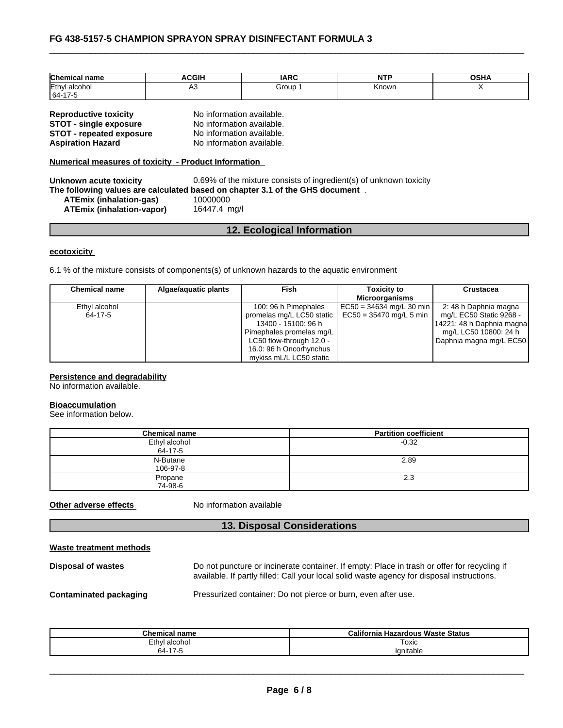| Chemical name | ACGIH | IARC | NTP | OSHA |
|---|---|---|---|---|
| Ethyl alcohol<br>64-17-5 | A3 | Group 1 | Known | X |

**Reproductive toxicity** No information available.
**STOT - single exposure** No information available.
**STOT - repeated exposure** No information available.
**Aspiration Hazard** No information available.

**Numerical measures of toxicity - Product Information**

**Unknown acute toxicity** 0.69% of the mixture consists of ingredient(s) of unknown toxicity
**The following values are calculated based on chapter 3.1 of the GHS document** .
**ATEmix (inhalation-gas)** 10000000
**ATEmix (inhalation-vapor)** 16447.4 mg/l

## 12. Ecological Information

**ecotoxicity**

6.1 % of the mixture consists of components(s) of unknown hazards to the aquatic environment

| Chemical name | Algae/aquatic plants | Fish | Toxicity to Microorganisms | Crustacea |
|---|---|---|---|---|
| Ethyl alcohol<br>64-17-5 | | 100: 96 h Pimephales promelas mg/L LC50 static 13400 - 15100: 96 h Pimephales promelas mg/L LC50 flow-through 12.0 - 16.0: 96 h Oncorhynchus mykiss mL/L LC50 static | EC50 = 34634 mg/L 30 min EC50 = 35470 mg/L 5 min | 2: 48 h Daphnia magna mg/L EC50 Static 9268 - 14221: 48 h Daphnia magna mg/L LC50 10800: 24 h Daphnia magna mg/L EC50 |

**Persistence and degradability**
No information available.

**Bioaccumulation**
See information below.

| Chemical name | Partition coefficient |
|---|---|
| Ethyl alcohol<br>64-17-5 | -0.32 |
| N-Butane<br>106-97-8 | 2.89 |
| Propane<br>74-98-6 | 2.3 |

**Other adverse effects** No information available

## 13. Disposal Considerations

**Waste treatment methods**

**Disposal of wastes** Do not puncture or incinerate container. If empty: Place in trash or offer for recycling if available. If partly filled: Call your local solid waste agency for disposal instructions.

**Contaminated packaging** Pressurized container: Do not pierce or burn, even after use.

| Chemical name | California Hazardous Waste Status |
|---|---|
| Ethyl alcohol<br>64-17-5 | Toxic<br>Ignitable |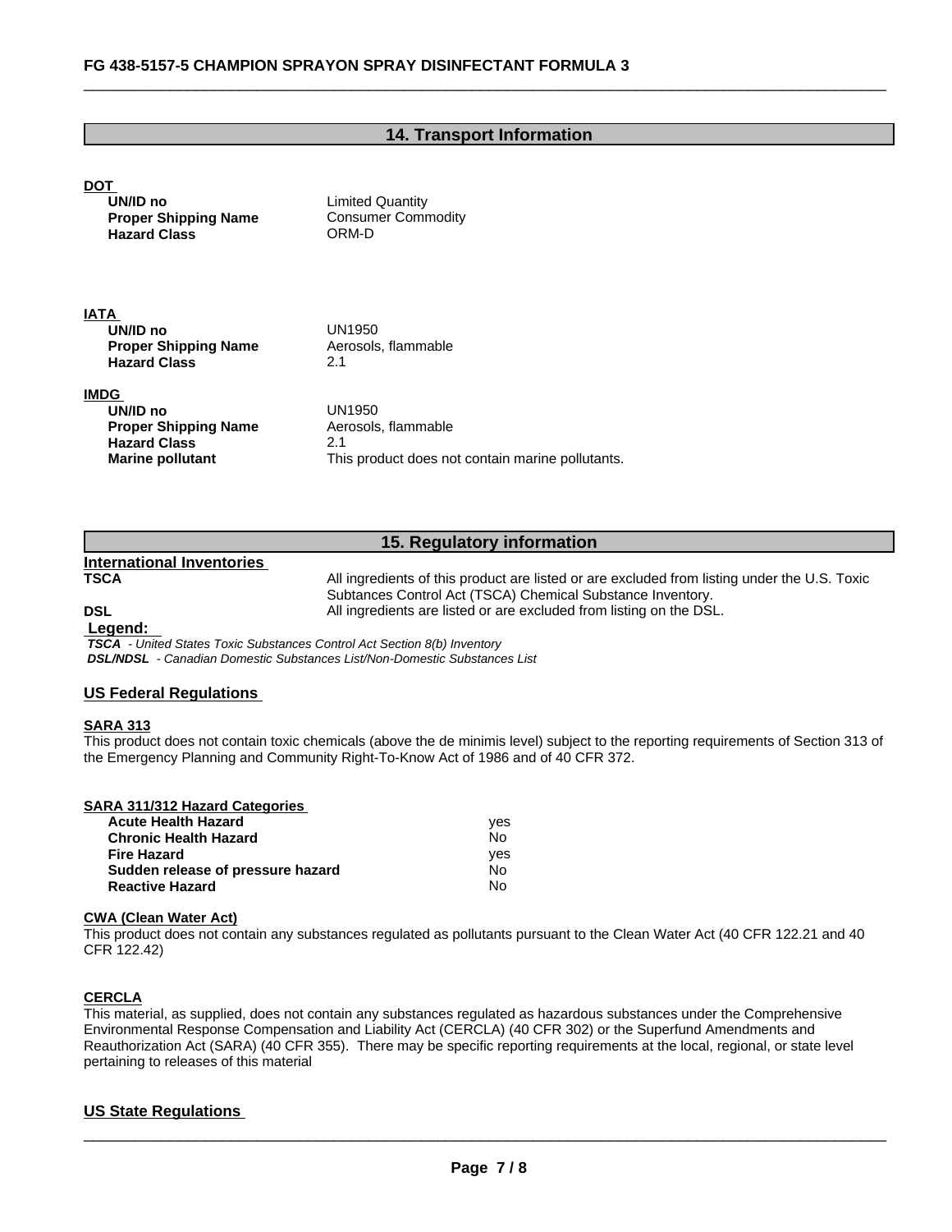## 14. Transport Information

**DOT**

| | |
|---|---|
| **UN/ID no** | Limited Quantity |
| **Proper Shipping Name** | Consumer Commodity |
| **Hazard Class** | ORM-D |

**IATA**

| | |
|---|---|
| **UN/ID no** | UN1950 |
| **Proper Shipping Name** | Aerosols, flammable |
| **Hazard Class** | 2.1 |

**IMDG**

| | |
|---|---|
| **UN/ID no** | UN1950 |
| **Proper Shipping Name** | Aerosols, flammable |
| **Hazard Class** | 2.1 |
| **Marine pollutant** | This product does not contain marine pollutants. |

## 15. Regulatory information

**International Inventories**

| | |
|---|---|
| **TSCA** | All ingredients of this product are listed or are excluded from listing under the U.S. Toxic Subtances Control Act (TSCA) Chemical Substance Inventory. |
| **DSL** | All ingredients are listed or are excluded from listing on the DSL. |

**Legend:**

***TSCA*** *- United States Toxic Substances Control Act Section 8(b) Inventory*
***DSL/NDSL*** *- Canadian Domestic Substances List/Non-Domestic Substances List*

### US Federal Regulations

**SARA 313**

This product does not contain toxic chemicals (above the de minimis level) subject to the reporting requirements of Section 313 of the Emergency Planning and Community Right-To-Know Act of 1986 and of 40 CFR 372.

**SARA 311/312 Hazard Categories**

| | |
|---|---|
| **Acute Health Hazard** | yes |
| **Chronic Health Hazard** | No |
| **Fire Hazard** | yes |
| **Sudden release of pressure hazard** | No |
| **Reactive Hazard** | No |

**CWA (Clean Water Act)**

This product does not contain any substances regulated as pollutants pursuant to the Clean Water Act (40 CFR 122.21 and 40 CFR 122.42)

**CERCLA**

This material, as supplied, does not contain any substances regulated as hazardous substances under the Comprehensive Environmental Response Compensation and Liability Act (CERCLA) (40 CFR 302) or the Superfund Amendments and Reauthorization Act (SARA) (40 CFR 355). There may be specific reporting requirements at the local, regional, or state level pertaining to releases of this material

### US State Regulations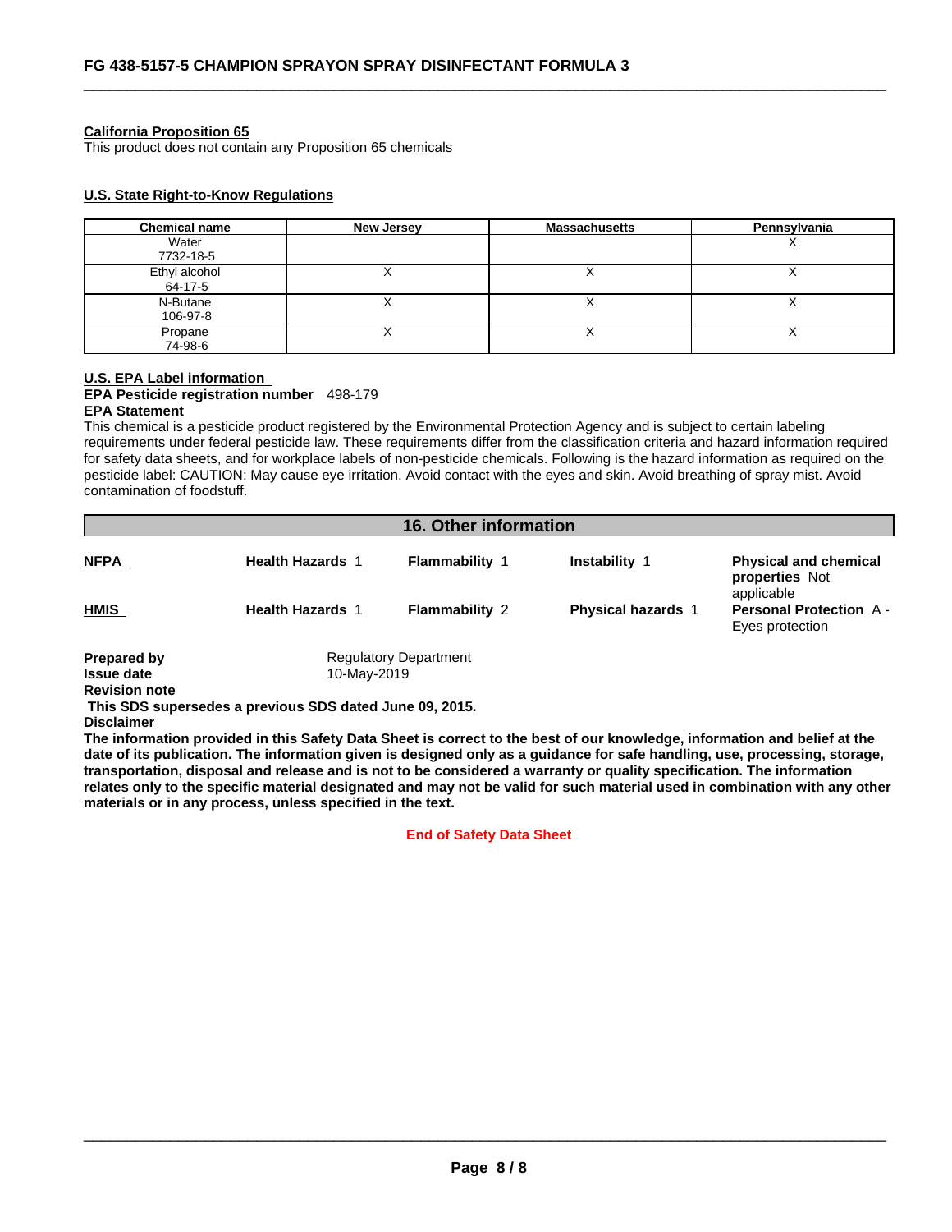**California Proposition 65**

This product does not contain any Proposition 65 chemicals

**U.S. State Right-to-Know Regulations**

| Chemical name | New Jersey | Massachusetts | Pennsylvania |
|---|---|---|---|
| Water 7732-18-5 | | | X |
| Ethyl alcohol 64-17-5 | X | X | X |
| N-Butane 106-97-8 | X | X | X |
| Propane 74-98-6 | X | X | X |

**U.S. EPA Label information**

**EPA Pesticide registration number** 498-179

**EPA Statement**

This chemical is a pesticide product registered by the Environmental Protection Agency and is subject to certain labeling requirements under federal pesticide law. These requirements differ from the classification criteria and hazard information required for safety data sheets, and for workplace labels of non-pesticide chemicals. Following is the hazard information as required on the pesticide label: CAUTION: May cause eye irritation. Avoid contact with the eyes and skin. Avoid breathing of spray mist. Avoid contamination of foodstuff.

## 16. Other information

| | | | | |
|---|---|---|---|---|
| **NFPA** | **Health Hazards** 1 | **Flammability** 1 | **Instability** 1 | **Physical and chemical properties** Not applicable |
| **HMIS** | **Health Hazards** 1 | **Flammability** 2 | **Physical hazards** 1 | **Personal Protection** A - Eyes protection |

**Prepared by** Regulatory Department

**Issue date** 10-May-2019

**Revision note**

**This SDS supersedes a previous SDS dated June 09, 2015.**

**Disclaimer**

**The information provided in this Safety Data Sheet is correct to the best of our knowledge, information and belief at the date of its publication. The information given is designed only as a guidance for safe handling, use, processing, storage, transportation, disposal and release and is not to be considered a warranty or quality specification. The information relates only to the specific material designated and may not be valid for such material used in combination with any other materials or in any process, unless specified in the text.**

**End of Safety Data Sheet**